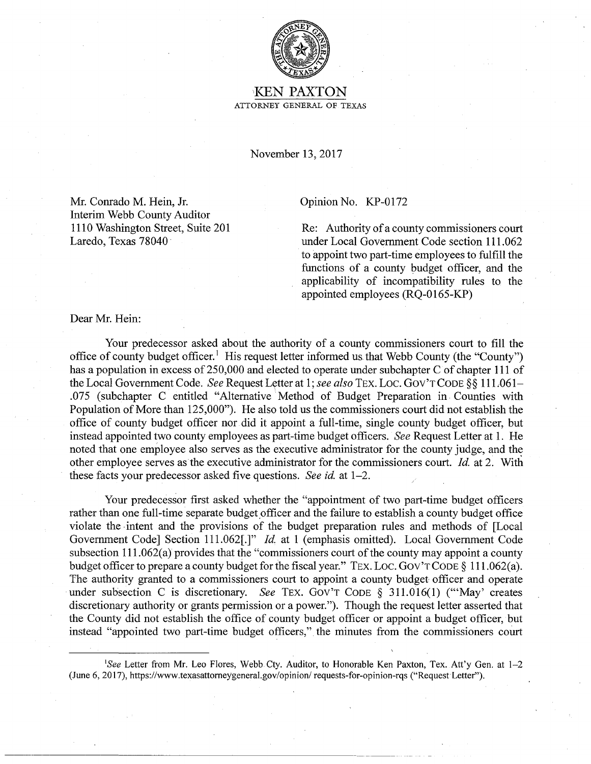# KEN PAXTON

ATTORNEY GENERAL OF TEXAS

November 13, 2017

Mr. Conrado M. Hein, Jr.
Interim Webb County Auditor
1110 Washington Street, Suite 201
Laredo, Texas 78040

Opinion No. KP-0172

Re: Authority of a county commissioners court under Local Government Code section 111.062 to appoint two part-time employees to fulfill the functions of a county budget officer, and the applicability of incompatibility rules to the appointed employees (RQ-0165-KP)

Dear Mr. Hein:

Your predecessor asked about the authority of a county commissioners court to fill the office of county budget officer.[1] His request letter informed us that Webb County (the "County") has a population in excess of 250,000 and elected to operate under subchapter C of chapter 111 of the Local Government Code. *See* Request Letter at 1; *see also* TEX. LOC. GOV'T CODE §§ 111.061–.075 (subchapter C entitled "Alternative Method of Budget Preparation in Counties with Population of More than 125,000"). He also told us the commissioners court did not establish the office of county budget officer nor did it appoint a full-time, single county budget officer, but instead appointed two county employees as part-time budget officers. *See* Request Letter at 1. He noted that one employee also serves as the executive administrator for the county judge, and the other employee serves as the executive administrator for the commissioners court. *Id.* at 2. With these facts your predecessor asked five questions. *See id.* at 1–2.

Your predecessor first asked whether the "appointment of two part-time budget officers rather than one full-time separate budget officer and the failure to establish a county budget office violate the intent and the provisions of the budget preparation rules and methods of [Local Government Code] Section 111.062[.]" *Id.* at 1 (emphasis omitted). Local Government Code subsection 111.062(a) provides that the "commissioners court of the county may appoint a county budget officer to prepare a county budget for the fiscal year." TEX. LOC. GOV'T CODE § 111.062(a). The authority granted to a commissioners court to appoint a county budget officer and operate under subsection C is discretionary. *See* TEX. GOV'T CODE § 311.016(1) ("'May' creates discretionary authority or grants permission or a power."). Though the request letter asserted that the County did not establish the office of county budget officer or appoint a budget officer, but instead "appointed two part-time budget officers," the minutes from the commissioners court

[1]*See* Letter from Mr. Leo Flores, Webb Cty. Auditor, to Honorable Ken Paxton, Tex. Att'y Gen. at 1–2 (June 6, 2017), https://www.texasattorneygeneral.gov/opinion/ requests-for-opinion-rqs ("Request Letter").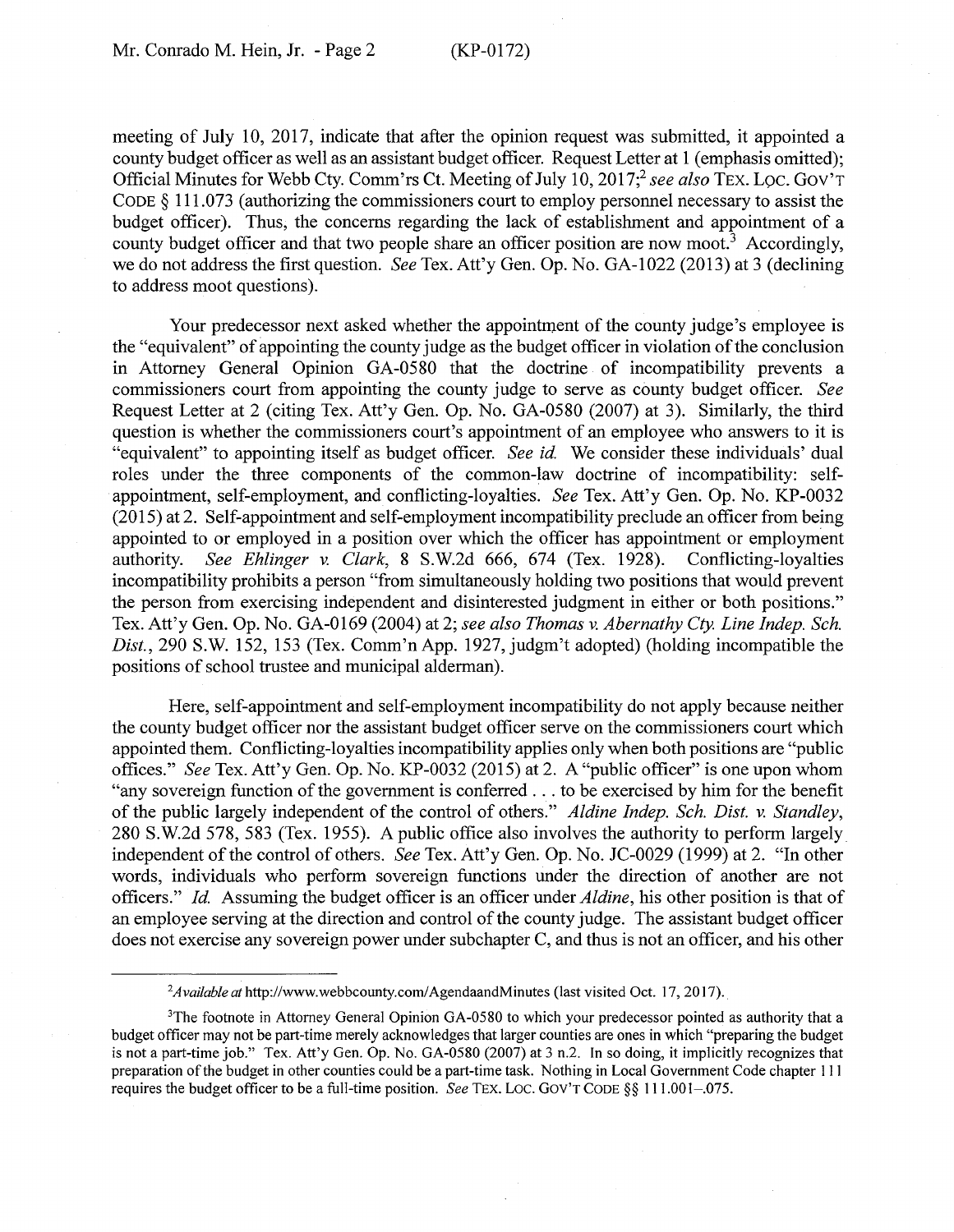meeting of July 10, 2017, indicate that after the opinion request was submitted, it appointed a county budget officer as well as an assistant budget officer. Request Letter at 1 (emphasis omitted); Official Minutes for Webb Cty. Comm'rs Ct. Meeting of July 10, 2017;[2] *see also* TEX. LOC. GOV'T CODE § 111.073 (authorizing the commissioners court to employ personnel necessary to assist the budget officer). Thus, the concerns regarding the lack of establishment and appointment of a county budget officer and that two people share an officer position are now moot.[3] Accordingly, we do not address the first question. *See* Tex. Att'y Gen. Op. No. GA-1022 (2013) at 3 (declining to address moot questions).

Your predecessor next asked whether the appointment of the county judge's employee is the "equivalent" of appointing the county judge as the budget officer in violation of the conclusion in Attorney General Opinion GA-0580 that the doctrine of incompatibility prevents a commissioners court from appointing the county judge to serve as county budget officer. *See* Request Letter at 2 (citing Tex. Att'y Gen. Op. No. GA-0580 (2007) at 3). Similarly, the third question is whether the commissioners court's appointment of an employee who answers to it is "equivalent" to appointing itself as budget officer. *See id.* We consider these individuals' dual roles under the three components of the common-law doctrine of incompatibility: self-appointment, self-employment, and conflicting-loyalties. *See* Tex. Att'y Gen. Op. No. KP-0032 (2015) at 2. Self-appointment and self-employment incompatibility preclude an officer from being appointed to or employed in a position over which the officer has appointment or employment authority. *See Ehlinger v. Clark*, 8 S.W.2d 666, 674 (Tex. 1928). Conflicting-loyalties incompatibility prohibits a person "from simultaneously holding two positions that would prevent the person from exercising independent and disinterested judgment in either or both positions." Tex. Att'y Gen. Op. No. GA-0169 (2004) at 2; *see also Thomas v. Abernathy Cty. Line Indep. Sch. Dist.*, 290 S.W. 152, 153 (Tex. Comm'n App. 1927, judgm't adopted) (holding incompatible the positions of school trustee and municipal alderman).

Here, self-appointment and self-employment incompatibility do not apply because neither the county budget officer nor the assistant budget officer serve on the commissioners court which appointed them. Conflicting-loyalties incompatibility applies only when both positions are "public offices." *See* Tex. Att'y Gen. Op. No. KP-0032 (2015) at 2. A "public officer" is one upon whom "any sovereign function of the government is conferred . . . to be exercised by him for the benefit of the public largely independent of the control of others." *Aldine Indep. Sch. Dist. v. Standley*, 280 S.W.2d 578, 583 (Tex. 1955). A public office also involves the authority to perform largely independent of the control of others. *See* Tex. Att'y Gen. Op. No. JC-0029 (1999) at 2. "In other words, individuals who perform sovereign functions under the direction of another are not officers." *Id.* Assuming the budget officer is an officer under *Aldine*, his other position is that of an employee serving at the direction and control of the county judge. The assistant budget officer does not exercise any sovereign power under subchapter C, and thus is not an officer, and his other

---

[2] *Available at* http://www.webbcounty.com/AgendaandMinutes (last visited Oct. 17, 2017).

[3] The footnote in Attorney General Opinion GA-0580 to which your predecessor pointed as authority that a budget officer may not be part-time merely acknowledges that larger counties are ones in which "preparing the budget is not a part-time job." Tex. Att'y Gen. Op. No. GA-0580 (2007) at 3 n.2. In so doing, it implicitly recognizes that preparation of the budget in other counties could be a part-time task. Nothing in Local Government Code chapter 111 requires the budget officer to be a full-time position. *See* TEX. LOC. GOV'T CODE §§ 111.001–.075.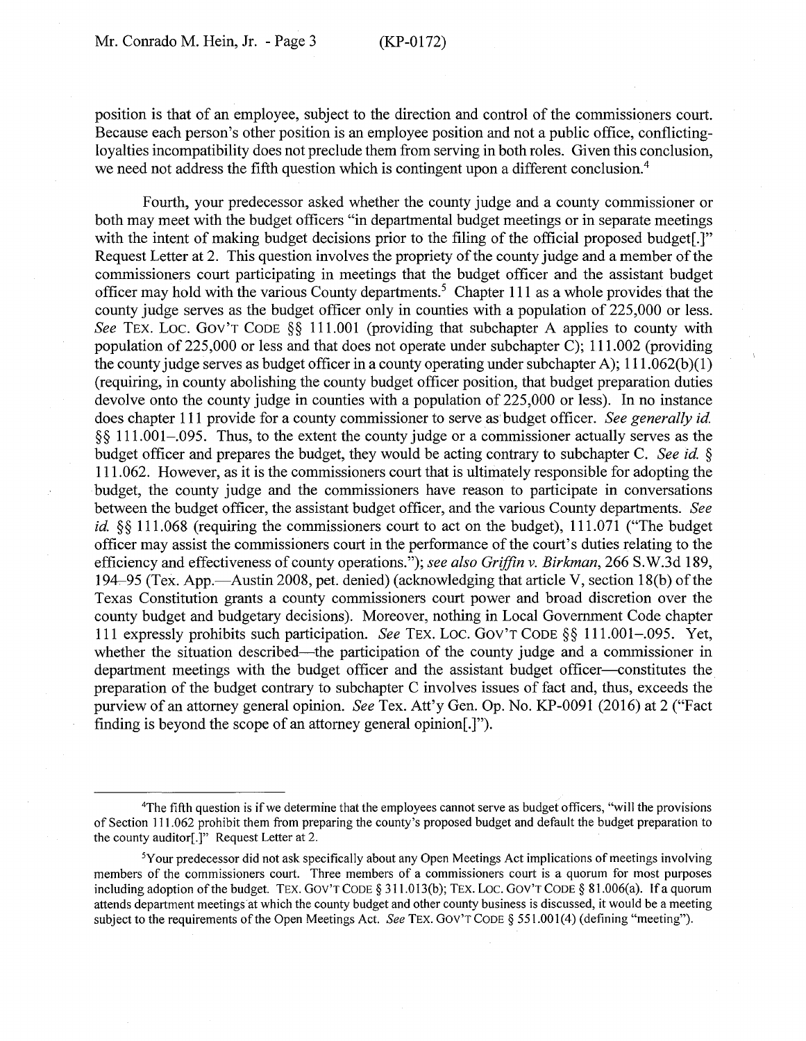position is that of an employee, subject to the direction and control of the commissioners court. Because each person's other position is an employee position and not a public office, conflicting-loyalties incompatibility does not preclude them from serving in both roles. Given this conclusion, we need not address the fifth question which is contingent upon a different conclusion.[4]

Fourth, your predecessor asked whether the county judge and a county commissioner or both may meet with the budget officers "in departmental budget meetings or in separate meetings with the intent of making budget decisions prior to the filing of the official proposed budget[.]" Request Letter at 2. This question involves the propriety of the county judge and a member of the commissioners court participating in meetings that the budget officer and the assistant budget officer may hold with the various County departments.[5] Chapter 111 as a whole provides that the county judge serves as the budget officer only in counties with a population of 225,000 or less. *See* TEX. LOC. GOV'T CODE §§ 111.001 (providing that subchapter A applies to county with population of 225,000 or less and that does not operate under subchapter C); 111.002 (providing the county judge serves as budget officer in a county operating under subchapter A); 111.062(b)(1) (requiring, in county abolishing the county budget officer position, that budget preparation duties devolve onto the county judge in counties with a population of 225,000 or less). In no instance does chapter 111 provide for a county commissioner to serve as budget officer. *See generally id.* §§ 111.001–.095. Thus, to the extent the county judge or a commissioner actually serves as the budget officer and prepares the budget, they would be acting contrary to subchapter C. *See id.* § 111.062. However, as it is the commissioners court that is ultimately responsible for adopting the budget, the county judge and the commissioners have reason to participate in conversations between the budget officer, the assistant budget officer, and the various County departments. *See id.* §§ 111.068 (requiring the commissioners court to act on the budget), 111.071 ("The budget officer may assist the commissioners court in the performance of the court's duties relating to the efficiency and effectiveness of county operations."); *see also Griffin v. Birkman*, 266 S.W.3d 189, 194–95 (Tex. App.—Austin 2008, pet. denied) (acknowledging that article V, section 18(b) of the Texas Constitution grants a county commissioners court power and broad discretion over the county budget and budgetary decisions). Moreover, nothing in Local Government Code chapter 111 expressly prohibits such participation. *See* TEX. LOC. GOV'T CODE §§ 111.001–.095. Yet, whether the situation described—the participation of the county judge and a commissioner in department meetings with the budget officer and the assistant budget officer—constitutes the preparation of the budget contrary to subchapter C involves issues of fact and, thus, exceeds the purview of an attorney general opinion. *See* Tex. Att'y Gen. Op. No. KP-0091 (2016) at 2 ("Fact finding is beyond the scope of an attorney general opinion[.]").

---

[4]The fifth question is if we determine that the employees cannot serve as budget officers, "will the provisions of Section 111.062 prohibit them from preparing the county's proposed budget and default the budget preparation to the county auditor[.]" Request Letter at 2.

[5]Your predecessor did not ask specifically about any Open Meetings Act implications of meetings involving members of the commissioners court. Three members of a commissioners court is a quorum for most purposes including adoption of the budget. TEX. GOV'T CODE § 311.013(b); TEX. LOC. GOV'T CODE § 81.006(a). If a quorum attends department meetings at which the county budget and other county business is discussed, it would be a meeting subject to the requirements of the Open Meetings Act. *See* TEX. GOV'T CODE § 551.001(4) (defining "meeting").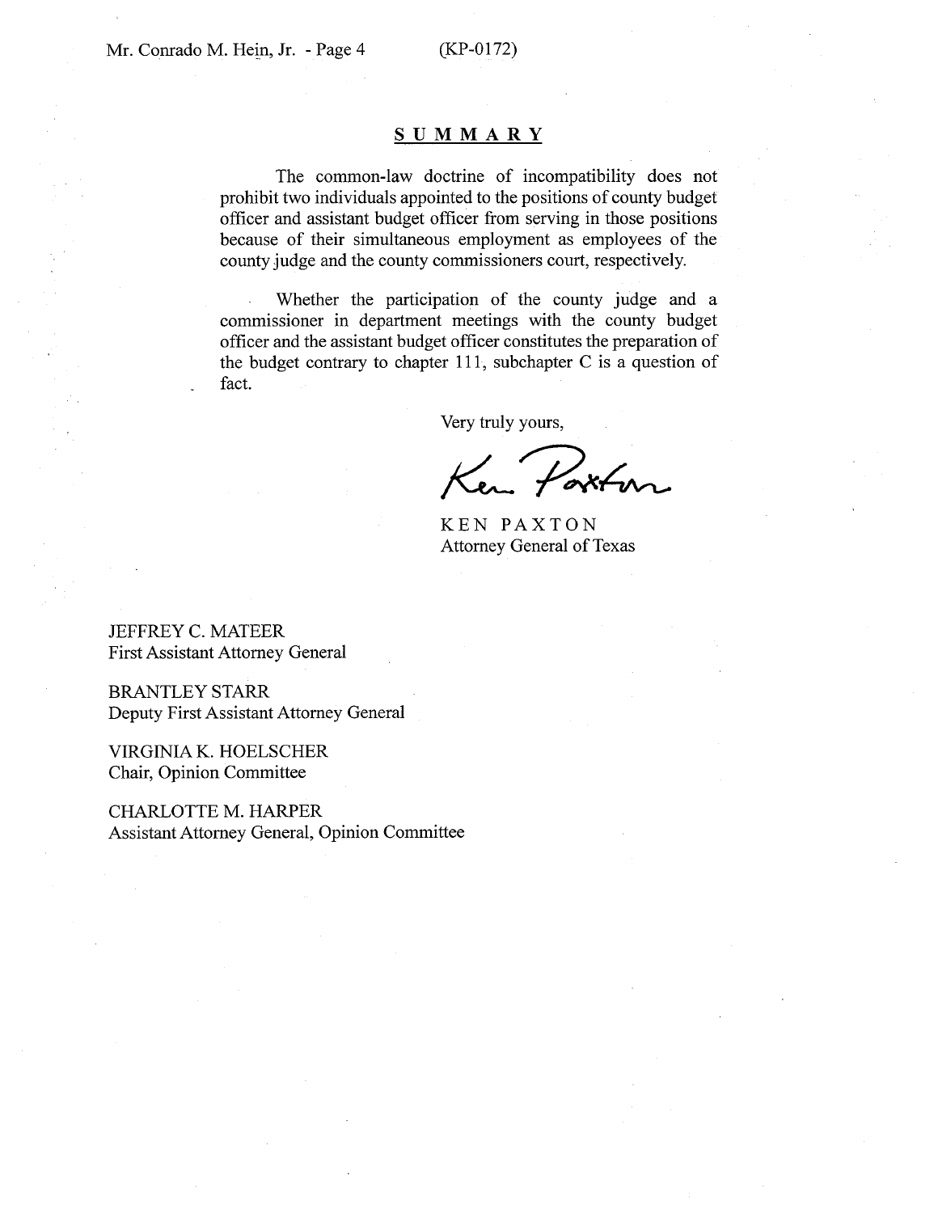## SUMMARY

The common-law doctrine of incompatibility does not prohibit two individuals appointed to the positions of county budget officer and assistant budget officer from serving in those positions because of their simultaneous employment as employees of the county judge and the county commissioners court, respectively.

Whether the participation of the county judge and a commissioner in department meetings with the county budget officer and the assistant budget officer constitutes the preparation of the budget contrary to chapter 111, subchapter C is a question of fact.

Very truly yours,

Ken Paxton

KEN PAXTON
Attorney General of Texas

JEFFREY C. MATEER
First Assistant Attorney General

BRANTLEY STARR
Deputy First Assistant Attorney General

VIRGINIA K. HOELSCHER
Chair, Opinion Committee

CHARLOTTE M. HARPER
Assistant Attorney General, Opinion Committee